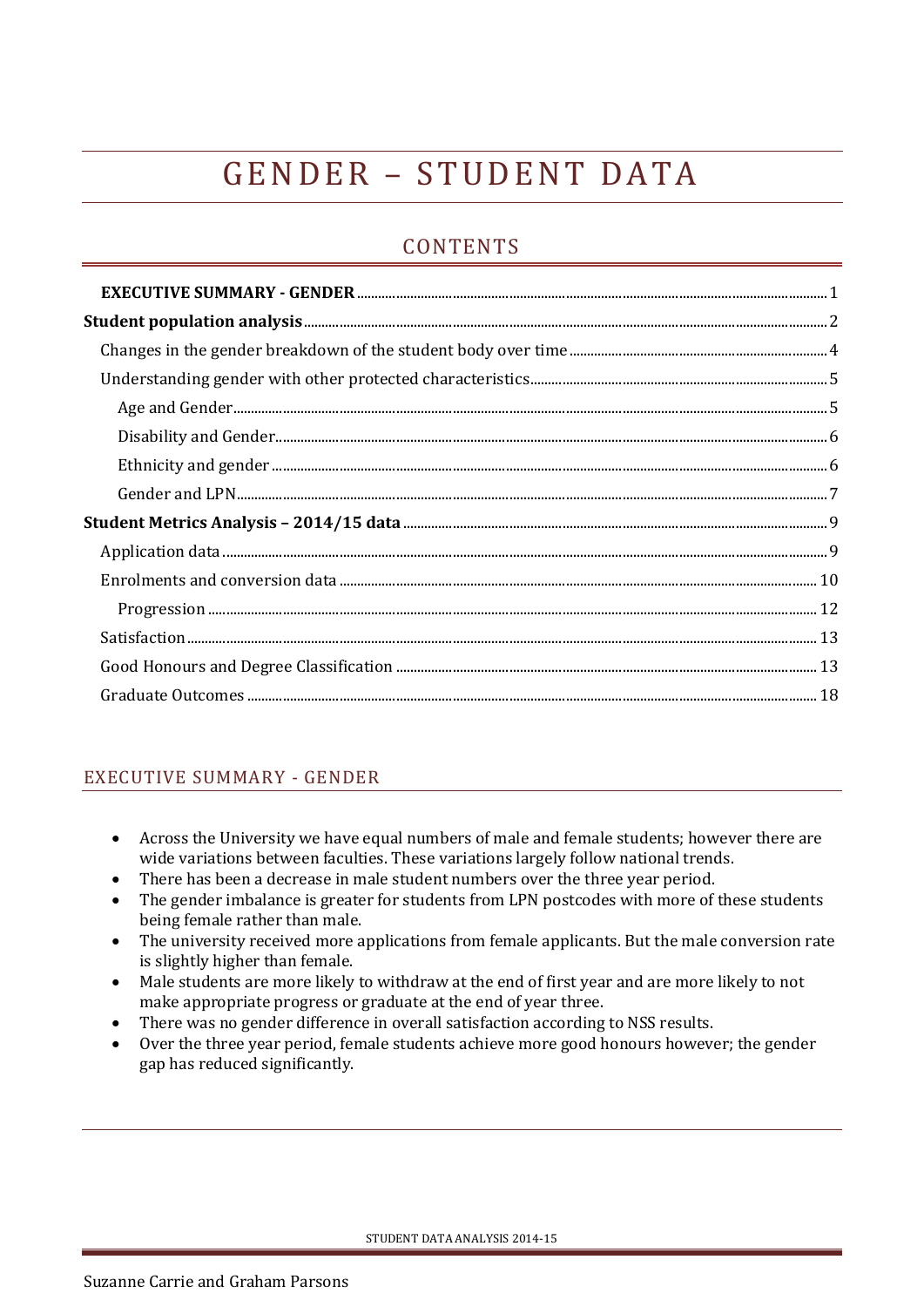# GENDER – STUDENT DATA

## CONTENTS

| | |
|---|---|
| **EXECUTIVE SUMMARY - GENDER** | 1 |
| **Student population analysis** | 2 |
| Changes in the gender breakdown of the student body over time | 4 |
| Understanding gender with other protected characteristics | 5 |
| Age and Gender | 5 |
| Disability and Gender | 6 |
| Ethnicity and gender | 6 |
| Gender and LPN | 7 |
| **Student Metrics Analysis – 2014/15 data** | 9 |
| Application data | 9 |
| Enrolments and conversion data | 10 |
| Progression | 12 |
| Satisfaction | 13 |
| Good Honours and Degree Classification | 13 |
| Graduate Outcomes | 18 |

## EXECUTIVE SUMMARY - GENDER

- Across the University we have equal numbers of male and female students; however there are wide variations between faculties. These variations largely follow national trends.
- There has been a decrease in male student numbers over the three year period.
- The gender imbalance is greater for students from LPN postcodes with more of these students being female rather than male.
- The university received more applications from female applicants. But the male conversion rate is slightly higher than female.
- Male students are more likely to withdraw at the end of first year and are more likely to not make appropriate progress or graduate at the end of year three.
- There was no gender difference in overall satisfaction according to NSS results.
- Over the three year period, female students achieve more good honours however; the gender gap has reduced significantly.

Suzanne Carrie and Graham Parsons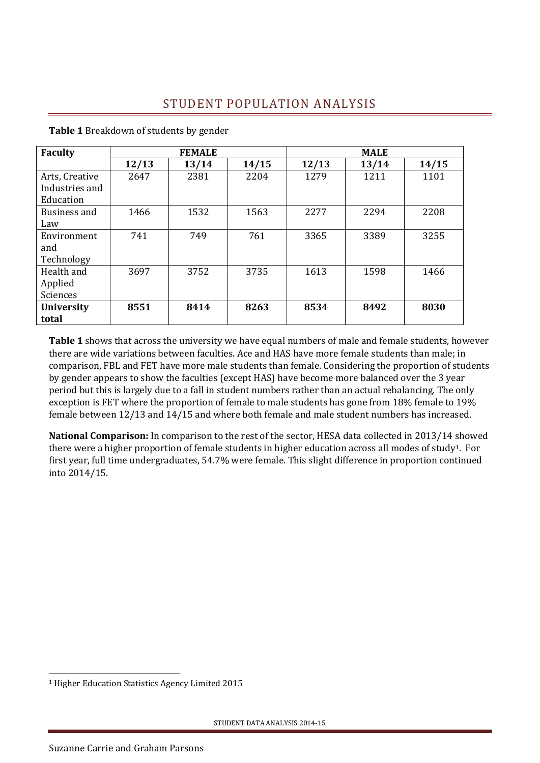# STUDENT POPULATION ANALYSIS

**Table 1** Breakdown of students by gender

| Faculty | FEMALE | | | MALE | | |
|---|---|---|---|---|---|---|
| | 12/13 | 13/14 | 14/15 | 12/13 | 13/14 | 14/15 |
| Arts, Creative Industries and Education | 2647 | 2381 | 2204 | 1279 | 1211 | 1101 |
| Business and Law | 1466 | 1532 | 1563 | 2277 | 2294 | 2208 |
| Environment and Technology | 741 | 749 | 761 | 3365 | 3389 | 3255 |
| Health and Applied Sciences | 3697 | 3752 | 3735 | 1613 | 1598 | 1466 |
| **University total** | **8551** | **8414** | **8263** | **8534** | **8492** | **8030** |

**Table 1** shows that across the university we have equal numbers of male and female students, however there are wide variations between faculties. Ace and HAS have more female students than male; in comparison, FBL and FET have more male students than female. Considering the proportion of students by gender appears to show the faculties (except HAS) have become more balanced over the 3 year period but this is largely due to a fall in student numbers rather than an actual rebalancing. The only exception is FET where the proportion of female to male students has gone from 18% female to 19% female between 12/13 and 14/15 and where both female and male student numbers has increased.

**National Comparison:** In comparison to the rest of the sector, HESA data collected in 2013/14 showed there were a higher proportion of female students in higher education across all modes of study[1]. For first year, full time undergraduates, 54.7% were female. This slight difference in proportion continued into 2014/15.

[1] Higher Education Statistics Agency Limited 2015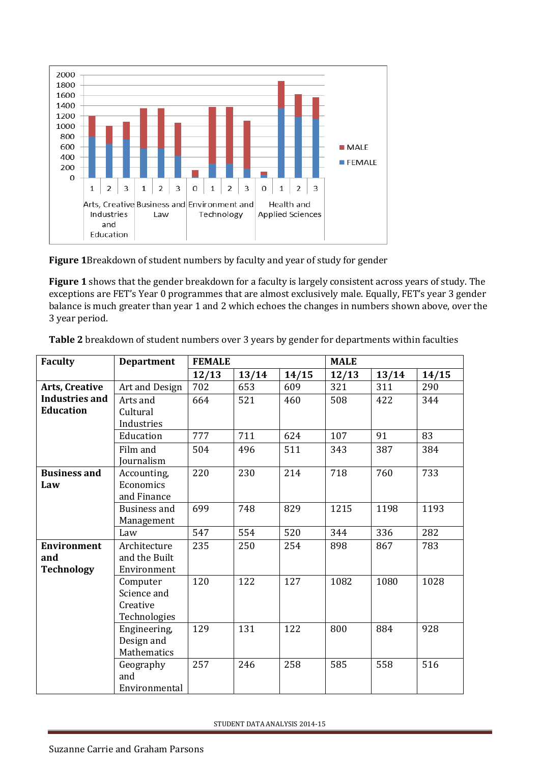**Figure 1**Breakdown of student numbers by faculty and year of study for gender

**Figure 1** shows that the gender breakdown for a faculty is largely consistent across years of study. The exceptions are FET's Year 0 programmes that are almost exclusively male. Equally, FET's year 3 gender balance is much greater than year 1 and 2 which echoes the changes in numbers shown above, over the 3 year period.

**Table 2** breakdown of student numbers over 3 years by gender for departments within faculties

| Faculty | Department | FEMALE | | | MALE | | |
|---|---|---|---|---|---|---|---|
| | | 12/13 | 13/14 | 14/15 | 12/13 | 13/14 | 14/15 |
| **Arts, Creative Industries and Education** | Art and Design | 702 | 653 | 609 | 321 | 311 | 290 |
| | Arts and Cultural Industries | 664 | 521 | 460 | 508 | 422 | 344 |
| | Education | 777 | 711 | 624 | 107 | 91 | 83 |
| | Film and Journalism | 504 | 496 | 511 | 343 | 387 | 384 |
| **Business and Law** | Accounting, Economics and Finance | 220 | 230 | 214 | 718 | 760 | 733 |
| | Business and Management | 699 | 748 | 829 | 1215 | 1198 | 1193 |
| | Law | 547 | 554 | 520 | 344 | 336 | 282 |
| **Environment and Technology** | Architecture and the Built Environment | 235 | 250 | 254 | 898 | 867 | 783 |
| | Computer Science and Creative Technologies | 120 | 122 | 127 | 1082 | 1080 | 1028 |
| | Engineering, Design and Mathematics | 129 | 131 | 122 | 800 | 884 | 928 |
| | Geography and Environmental | 257 | 246 | 258 | 585 | 558 | 516 |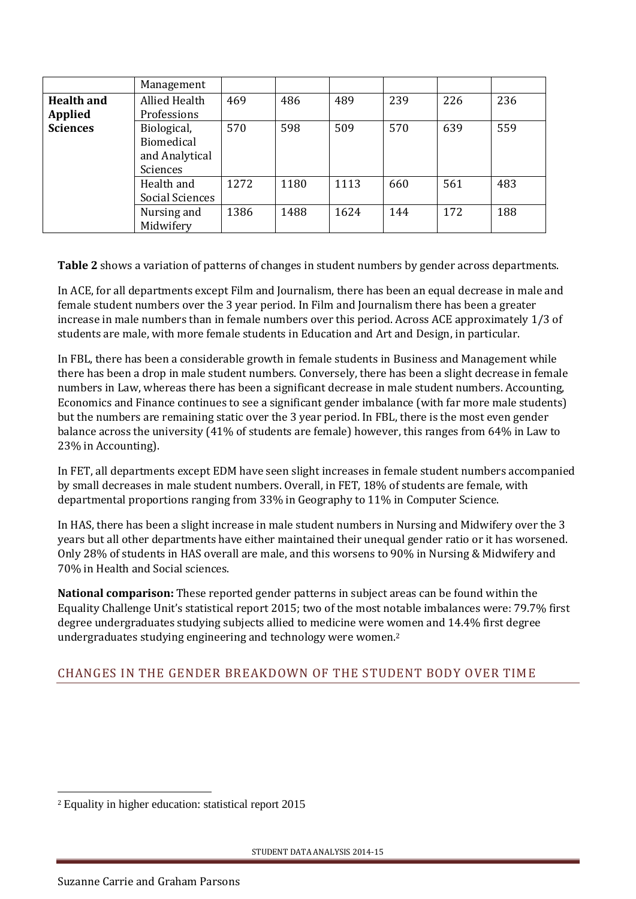|  | Management |  |  |  |  |  |  |
| --- | --- | --- | --- | --- | --- | --- | --- |
| **Health and Applied Sciences** | Allied Health Professions | 469 | 486 | 489 | 239 | 226 | 236 |
|  | Biological, Biomedical and Analytical Sciences | 570 | 598 | 509 | 570 | 639 | 559 |
|  | Health and Social Sciences | 1272 | 1180 | 1113 | 660 | 561 | 483 |
|  | Nursing and Midwifery | 1386 | 1488 | 1624 | 144 | 172 | 188 |

**Table 2** shows a variation of patterns of changes in student numbers by gender across departments.

In ACE, for all departments except Film and Journalism, there has been an equal decrease in male and female student numbers over the 3 year period. In Film and Journalism there has been a greater increase in male numbers than in female numbers over this period. Across ACE approximately 1/3 of students are male, with more female students in Education and Art and Design, in particular.

In FBL, there has been a considerable growth in female students in Business and Management while there has been a drop in male student numbers. Conversely, there has been a slight decrease in female numbers in Law, whereas there has been a significant decrease in male student numbers. Accounting, Economics and Finance continues to see a significant gender imbalance (with far more male students) but the numbers are remaining static over the 3 year period. In FBL, there is the most even gender balance across the university (41% of students are female) however, this ranges from 64% in Law to 23% in Accounting).

In FET, all departments except EDM have seen slight increases in female student numbers accompanied by small decreases in male student numbers. Overall, in FET, 18% of students are female, with departmental proportions ranging from 33% in Geography to 11% in Computer Science.

In HAS, there has been a slight increase in male student numbers in Nursing and Midwifery over the 3 years but all other departments have either maintained their unequal gender ratio or it has worsened. Only 28% of students in HAS overall are male, and this worsens to 90% in Nursing & Midwifery and 70% in Health and Social sciences.

**National comparison:** These reported gender patterns in subject areas can be found within the Equality Challenge Unit's statistical report 2015; two of the most notable imbalances were: 79.7% first degree undergraduates studying subjects allied to medicine were women and 14.4% first degree undergraduates studying engineering and technology were women.[2]

## CHANGES IN THE GENDER BREAKDOWN OF THE STUDENT BODY OVER TIME

[2] Equality in higher education: statistical report 2015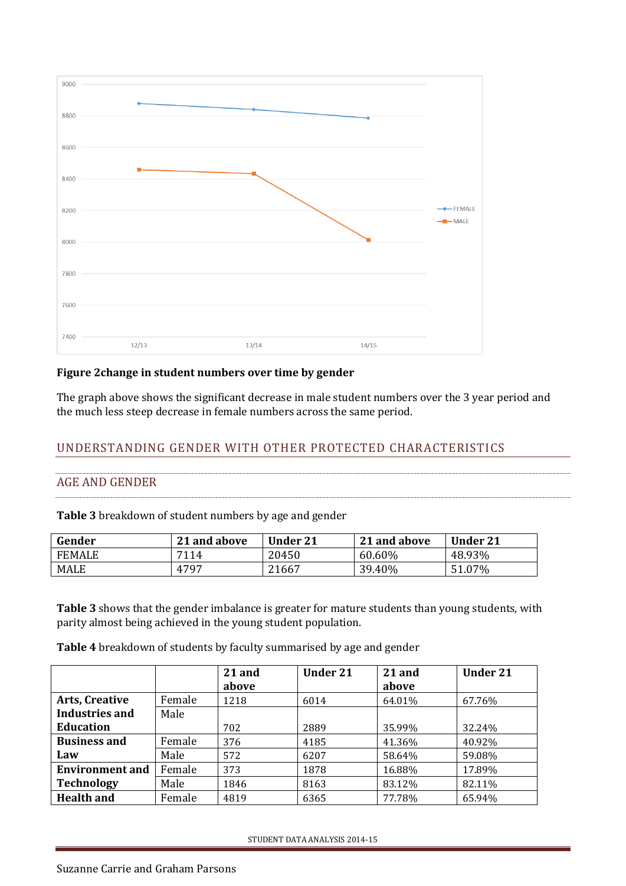**Figure 2change in student numbers over time by gender**

The graph above shows the significant decrease in male student numbers over the 3 year period and the much less steep decrease in female numbers across the same period.

## UNDERSTANDING GENDER WITH OTHER PROTECTED CHARACTERISTICS

### AGE AND GENDER

**Table 3** breakdown of student numbers by age and gender

| Gender | 21 and above | Under 21 | 21 and above | Under 21 |
|---|---|---|---|---|
| FEMALE | 7114 | 20450 | 60.60% | 48.93% |
| MALE | 4797 | 21667 | 39.40% | 51.07% |

**Table 3** shows that the gender imbalance is greater for mature students than young students, with parity almost being achieved in the young student population.

**Table 4** breakdown of students by faculty summarised by age and gender

| | | 21 and above | Under 21 | 21 and above | Under 21 |
|---|---|---|---|---|---|
| **Arts, Creative Industries and Education** | Female | 1218 | 6014 | 64.01% | 67.76% |
| | Male | 702 | 2889 | 35.99% | 32.24% |
| **Business and Law** | Female | 376 | 4185 | 41.36% | 40.92% |
| | Male | 572 | 6207 | 58.64% | 59.08% |
| **Environment and Technology** | Female | 373 | 1878 | 16.88% | 17.89% |
| | Male | 1846 | 8163 | 83.12% | 82.11% |
| **Health and** | Female | 4819 | 6365 | 77.78% | 65.94% |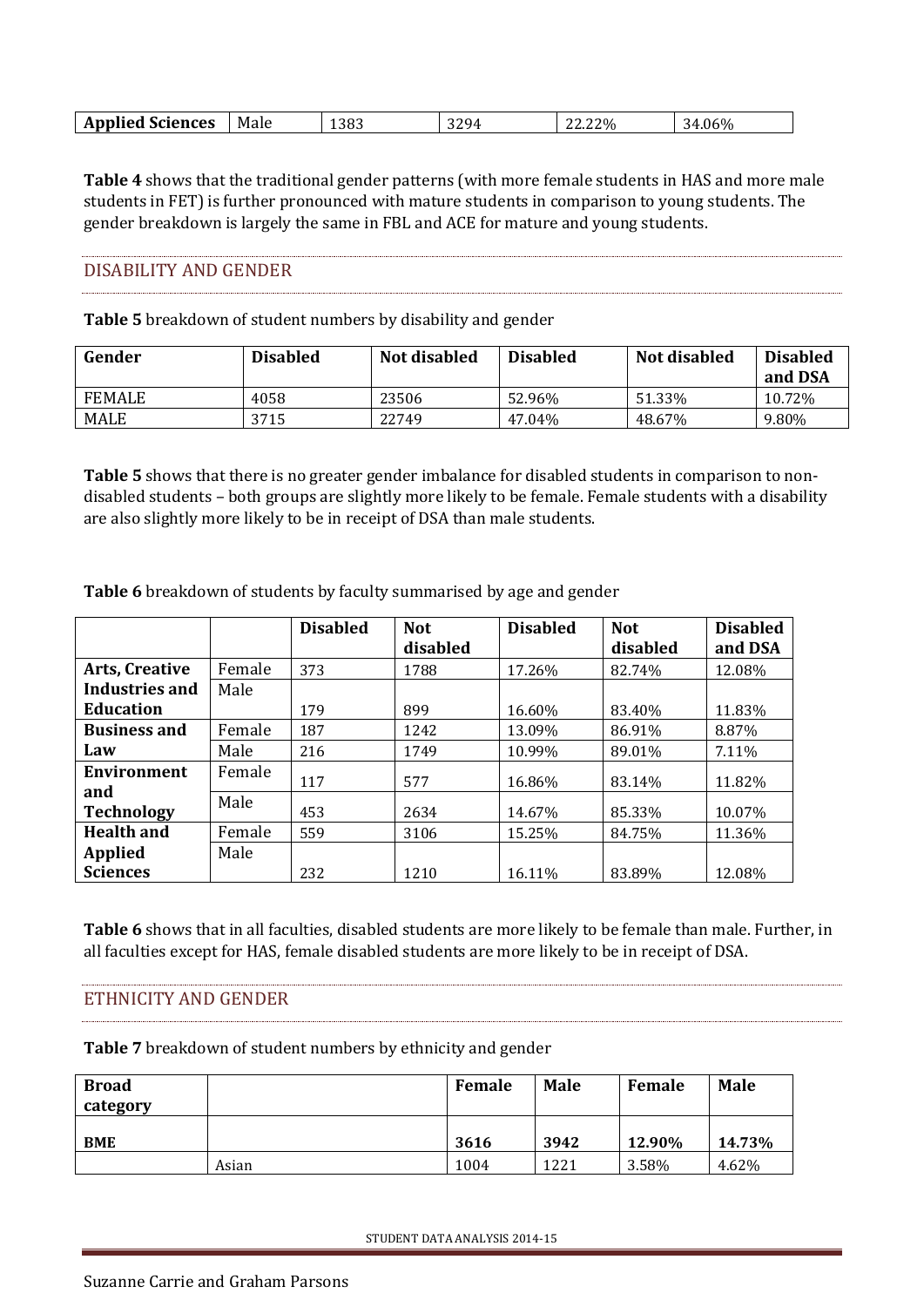| Applied Sciences | Male | 1383 | 3294 | 22.22% | 34.06% |
|---|---|---|---|---|---|

**Table 4** shows that the traditional gender patterns (with more female students in HAS and more male students in FET) is further pronounced with mature students in comparison to young students. The gender breakdown is largely the same in FBL and ACE for mature and young students.

## DISABILITY AND GENDER

**Table 5** breakdown of student numbers by disability and gender

| Gender | Disabled | Not disabled | Disabled | Not disabled | Disabled and DSA |
|---|---|---|---|---|---|
| FEMALE | 4058 | 23506 | 52.96% | 51.33% | 10.72% |
| MALE | 3715 | 22749 | 47.04% | 48.67% | 9.80% |

**Table 5** shows that there is no greater gender imbalance for disabled students in comparison to non-disabled students – both groups are slightly more likely to be female. Female students with a disability are also slightly more likely to be in receipt of DSA than male students.

**Table 6** breakdown of students by faculty summarised by age and gender

| | | Disabled | Not disabled | Disabled | Not disabled | Disabled and DSA |
|---|---|---|---|---|---|---|
| **Arts, Creative Industries and Education** | Female | 373 | 1788 | 17.26% | 82.74% | 12.08% |
| | Male | 179 | 899 | 16.60% | 83.40% | 11.83% |
| **Business and Law** | Female | 187 | 1242 | 13.09% | 86.91% | 8.87% |
| | Male | 216 | 1749 | 10.99% | 89.01% | 7.11% |
| **Environment and Technology** | Female | 117 | 577 | 16.86% | 83.14% | 11.82% |
| | Male | 453 | 2634 | 14.67% | 85.33% | 10.07% |
| **Health and Applied Sciences** | Female | 559 | 3106 | 15.25% | 84.75% | 11.36% |
| | Male | 232 | 1210 | 16.11% | 83.89% | 12.08% |

**Table 6** shows that in all faculties, disabled students are more likely to be female than male. Further, in all faculties except for HAS, female disabled students are more likely to be in receipt of DSA.

## ETHNICITY AND GENDER

**Table 7** breakdown of student numbers by ethnicity and gender

| Broad category | | Female | Male | Female | Male |
|---|---|---|---|---|---|
| **BME** | | **3616** | **3942** | **12.90%** | **14.73%** |
| | Asian | 1004 | 1221 | 3.58% | 4.62% |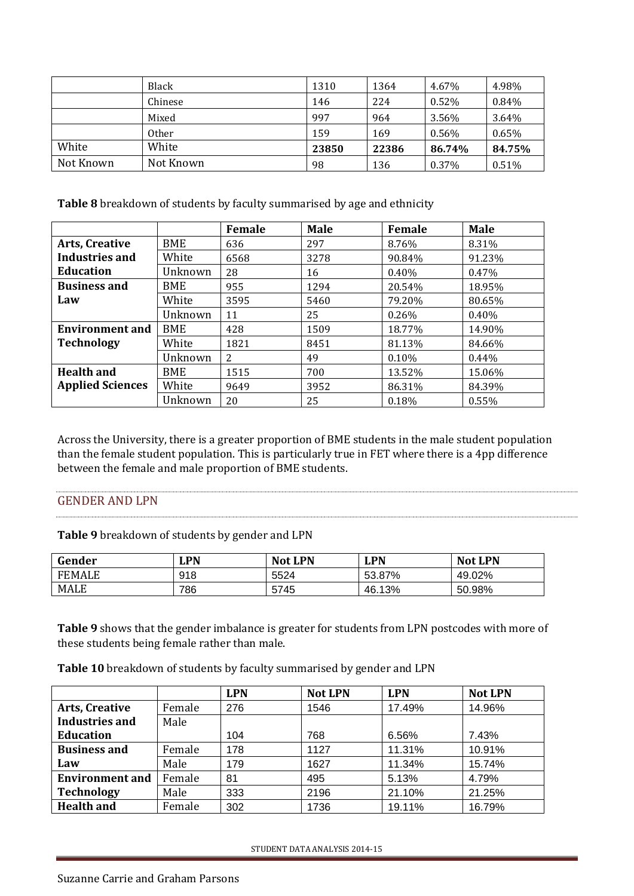|  | Black | 1310 | 1364 | 4.67% | 4.98% |
| --- | --- | --- | --- | --- | --- |
|  | Chinese | 146 | 224 | 0.52% | 0.84% |
|  | Mixed | 997 | 964 | 3.56% | 3.64% |
|  | Other | 159 | 169 | 0.56% | 0.65% |
| White | White | **23850** | **22386** | **86.74%** | **84.75%** |
| Not Known | Not Known | 98 | 136 | 0.37% | 0.51% |

**Table 8** breakdown of students by faculty summarised by age and ethnicity

|  |  | Female | Male | Female | Male |
| --- | --- | --- | --- | --- | --- |
| **Arts, Creative Industries and Education** | BME | 636 | 297 | 8.76% | 8.31% |
|  | White | 6568 | 3278 | 90.84% | 91.23% |
|  | Unknown | 28 | 16 | 0.40% | 0.47% |
| **Business and Law** | BME | 955 | 1294 | 20.54% | 18.95% |
|  | White | 3595 | 5460 | 79.20% | 80.65% |
|  | Unknown | 11 | 25 | 0.26% | 0.40% |
| **Environment and Technology** | BME | 428 | 1509 | 18.77% | 14.90% |
|  | White | 1821 | 8451 | 81.13% | 84.66% |
|  | Unknown | 2 | 49 | 0.10% | 0.44% |
| **Health and Applied Sciences** | BME | 1515 | 700 | 13.52% | 15.06% |
|  | White | 9649 | 3952 | 86.31% | 84.39% |
|  | Unknown | 20 | 25 | 0.18% | 0.55% |

Across the University, there is a greater proportion of BME students in the male student population than the female student population. This is particularly true in FET where there is a 4pp difference between the female and male proportion of BME students.

## GENDER AND LPN

**Table 9** breakdown of students by gender and LPN

| Gender | LPN | Not LPN | LPN | Not LPN |
| --- | --- | --- | --- | --- |
| FEMALE | 918 | 5524 | 53.87% | 49.02% |
| MALE | 786 | 5745 | 46.13% | 50.98% |

**Table 9** shows that the gender imbalance is greater for students from LPN postcodes with more of these students being female rather than male.

**Table 10** breakdown of students by faculty summarised by gender and LPN

|  |  | LPN | Not LPN | LPN | Not LPN |
| --- | --- | --- | --- | --- | --- |
| **Arts, Creative Industries and Education** | Female | 276 | 1546 | 17.49% | 14.96% |
|  | Male | 104 | 768 | 6.56% | 7.43% |
| **Business and Law** | Female | 178 | 1127 | 11.31% | 10.91% |
|  | Male | 179 | 1627 | 11.34% | 15.74% |
| **Environment and Technology** | Female | 81 | 495 | 5.13% | 4.79% |
|  | Male | 333 | 2196 | 21.10% | 21.25% |
| **Health and** | Female | 302 | 1736 | 19.11% | 16.79% |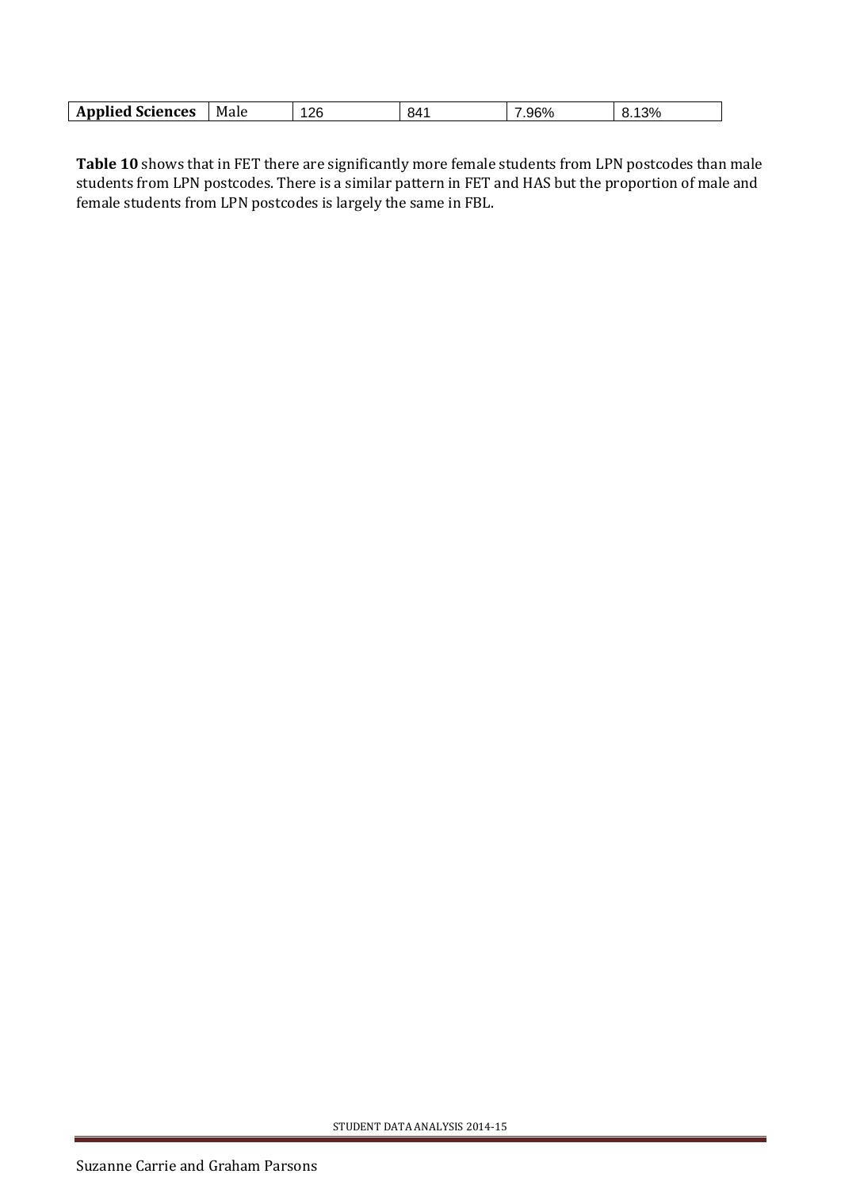| **Applied Sciences** | Male | 126 | 841 | 7.96% | 8.13% |
|---|---|---|---|---|---|

**Table 10** shows that in FET there are significantly more female students from LPN postcodes than male students from LPN postcodes. There is a similar pattern in FET and HAS but the proportion of male and female students from LPN postcodes is largely the same in FBL.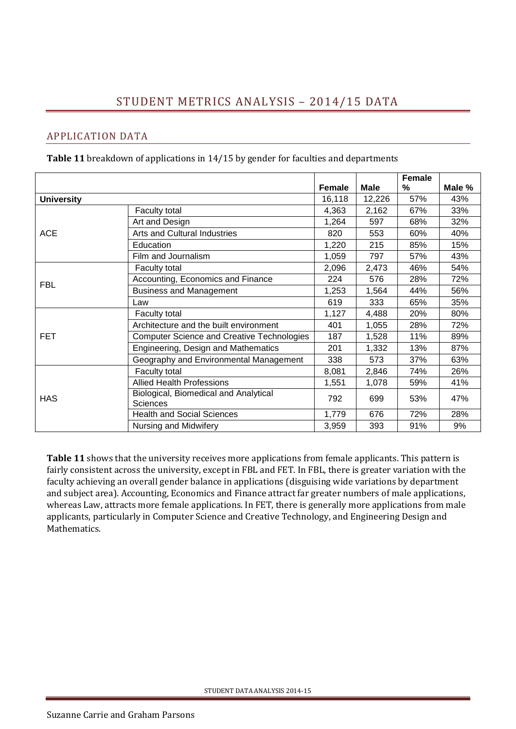# STUDENT METRICS ANALYSIS – 2014/15 DATA

## APPLICATION DATA

**Table 11** breakdown of applications in 14/15 by gender for faculties and departments

| | | Female | Male | Female % | Male % |
|---|---|---|---|---|---|
| **University** | | 16,118 | 12,226 | 57% | 43% |
| ACE | Faculty total | 4,363 | 2,162 | 67% | 33% |
| | Art and Design | 1,264 | 597 | 68% | 32% |
| | Arts and Cultural Industries | 820 | 553 | 60% | 40% |
| | Education | 1,220 | 215 | 85% | 15% |
| | Film and Journalism | 1,059 | 797 | 57% | 43% |
| FBL | Faculty total | 2,096 | 2,473 | 46% | 54% |
| | Accounting, Economics and Finance | 224 | 576 | 28% | 72% |
| | Business and Management | 1,253 | 1,564 | 44% | 56% |
| | Law | 619 | 333 | 65% | 35% |
| FET | Faculty total | 1,127 | 4,488 | 20% | 80% |
| | Architecture and the built environment | 401 | 1,055 | 28% | 72% |
| | Computer Science and Creative Technologies | 187 | 1,528 | 11% | 89% |
| | Engineering, Design and Mathematics | 201 | 1,332 | 13% | 87% |
| | Geography and Environmental Management | 338 | 573 | 37% | 63% |
| HAS | Faculty total | 8,081 | 2,846 | 74% | 26% |
| | Allied Health Professions | 1,551 | 1,078 | 59% | 41% |
| | Biological, Biomedical and Analytical Sciences | 792 | 699 | 53% | 47% |
| | Health and Social Sciences | 1,779 | 676 | 72% | 28% |
| | Nursing and Midwifery | 3,959 | 393 | 91% | 9% |

**Table 11** shows that the university receives more applications from female applicants. This pattern is fairly consistent across the university, except in FBL and FET. In FBL, there is greater variation with the faculty achieving an overall gender balance in applications (disguising wide variations by department and subject area). Accounting, Economics and Finance attract far greater numbers of male applications, whereas Law, attracts more female applications. In FET, there is generally more applications from male applicants, particularly in Computer Science and Creative Technology, and Engineering Design and Mathematics.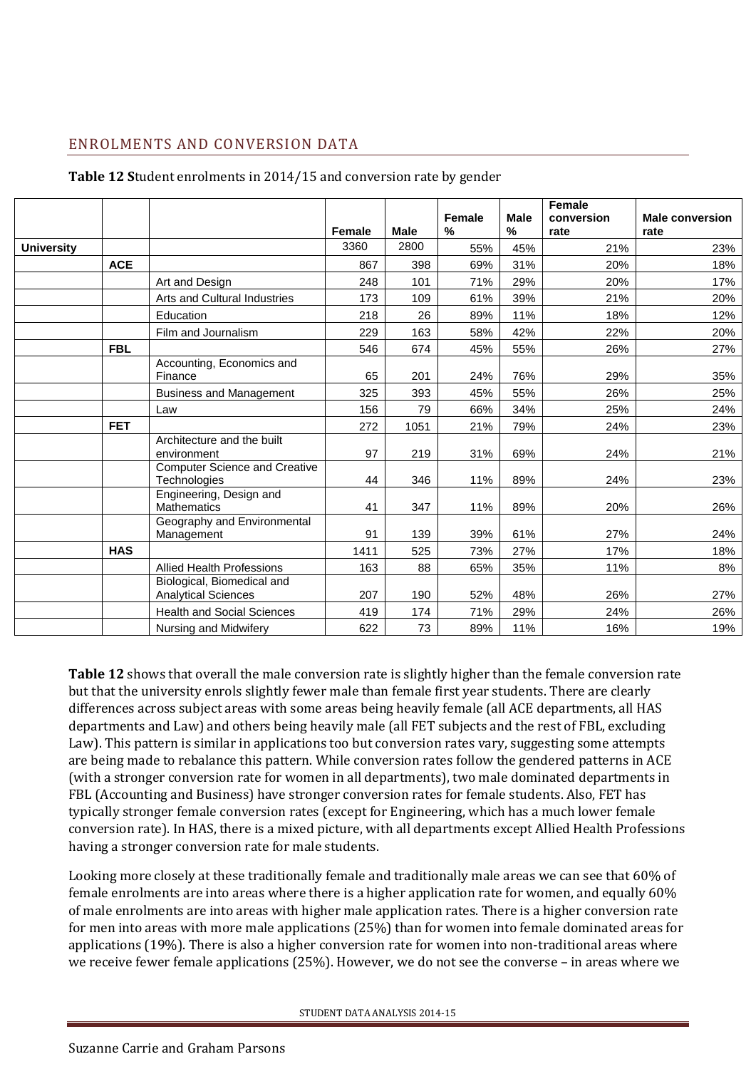## ENROLMENTS AND CONVERSION DATA

**Table 12 S**tudent enrolments in 2014/15 and conversion rate by gender

| | | | Female | Male | Female % | Male % | Female conversion rate | Male conversion rate |
|---|---|---|---|---|---|---|---|---|
| **University** | | | 3360 | 2800 | 55% | 45% | 21% | 23% |
| | **ACE** | | 867 | 398 | 69% | 31% | 20% | 18% |
| | | Art and Design | 248 | 101 | 71% | 29% | 20% | 17% |
| | | Arts and Cultural Industries | 173 | 109 | 61% | 39% | 21% | 20% |
| | | Education | 218 | 26 | 89% | 11% | 18% | 12% |
| | | Film and Journalism | 229 | 163 | 58% | 42% | 22% | 20% |
| | **FBL** | | 546 | 674 | 45% | 55% | 26% | 27% |
| | | Accounting, Economics and Finance | 65 | 201 | 24% | 76% | 29% | 35% |
| | | Business and Management | 325 | 393 | 45% | 55% | 26% | 25% |
| | | Law | 156 | 79 | 66% | 34% | 25% | 24% |
| | **FET** | | 272 | 1051 | 21% | 79% | 24% | 23% |
| | | Architecture and the built environment | 97 | 219 | 31% | 69% | 24% | 21% |
| | | Computer Science and Creative Technologies | 44 | 346 | 11% | 89% | 24% | 23% |
| | | Engineering, Design and Mathematics | 41 | 347 | 11% | 89% | 20% | 26% |
| | | Geography and Environmental Management | 91 | 139 | 39% | 61% | 27% | 24% |
| | **HAS** | | 1411 | 525 | 73% | 27% | 17% | 18% |
| | | Allied Health Professions | 163 | 88 | 65% | 35% | 11% | 8% |
| | | Biological, Biomedical and Analytical Sciences | 207 | 190 | 52% | 48% | 26% | 27% |
| | | Health and Social Sciences | 419 | 174 | 71% | 29% | 24% | 26% |
| | | Nursing and Midwifery | 622 | 73 | 89% | 11% | 16% | 19% |

**Table 12** shows that overall the male conversion rate is slightly higher than the female conversion rate but that the university enrols slightly fewer male than female first year students. There are clearly differences across subject areas with some areas being heavily female (all ACE departments, all HAS departments and Law) and others being heavily male (all FET subjects and the rest of FBL, excluding Law). This pattern is similar in applications too but conversion rates vary, suggesting some attempts are being made to rebalance this pattern. While conversion rates follow the gendered patterns in ACE (with a stronger conversion rate for women in all departments), two male dominated departments in FBL (Accounting and Business) have stronger conversion rates for female students. Also, FET has typically stronger female conversion rates (except for Engineering, which has a much lower female conversion rate). In HAS, there is a mixed picture, with all departments except Allied Health Professions having a stronger conversion rate for male students.

Looking more closely at these traditionally female and traditionally male areas we can see that 60% of female enrolments are into areas where there is a higher application rate for women, and equally 60% of male enrolments are into areas with higher male application rates. There is a higher conversion rate for men into areas with more male applications (25%) than for women into female dominated areas for applications (19%). There is also a higher conversion rate for women into non-traditional areas where we receive fewer female applications (25%). However, we do not see the converse – in areas where we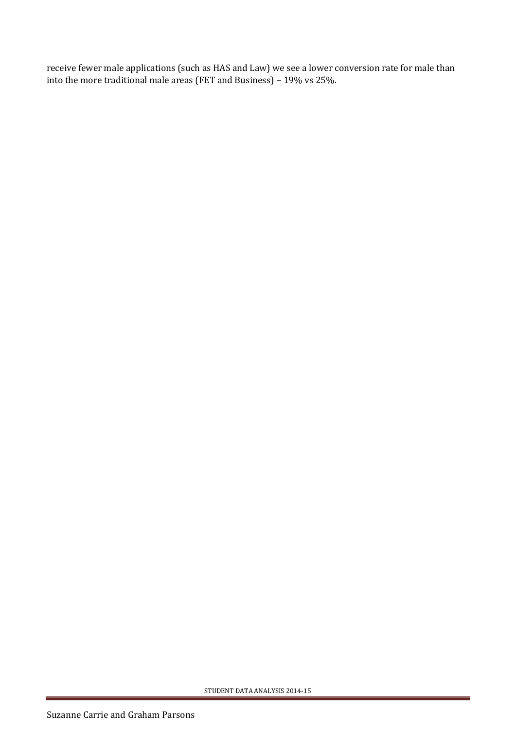receive fewer male applications (such as HAS and Law) we see a lower conversion rate for male than into the more traditional male areas (FET and Business) – 19% vs 25%.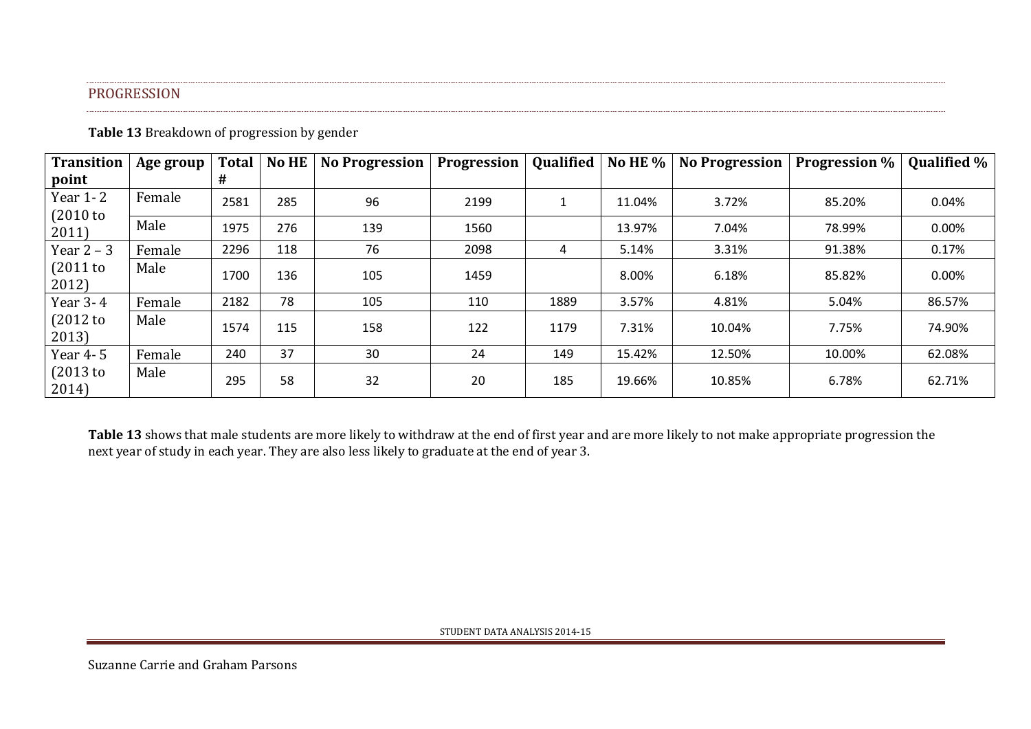## PROGRESSION

**Table 13** Breakdown of progression by gender

| Transition point | Age group | Total # | No HE | No Progression | Progression | Qualified | No HE % | No Progression | Progression % | Qualified % |
|---|---|---|---|---|---|---|---|---|---|---|
| Year 1- 2 (2010 to 2011) | Female | 2581 | 285 | 96 | 2199 | 1 | 11.04% | 3.72% | 85.20% | 0.04% |
| | Male | 1975 | 276 | 139 | 1560 | | 13.97% | 7.04% | 78.99% | 0.00% |
| Year 2 – 3 (2011 to 2012) | Female | 2296 | 118 | 76 | 2098 | 4 | 5.14% | 3.31% | 91.38% | 0.17% |
| | Male | 1700 | 136 | 105 | 1459 | | 8.00% | 6.18% | 85.82% | 0.00% |
| Year 3- 4 (2012 to 2013) | Female | 2182 | 78 | 105 | 110 | 1889 | 3.57% | 4.81% | 5.04% | 86.57% |
| | Male | 1574 | 115 | 158 | 122 | 1179 | 7.31% | 10.04% | 7.75% | 74.90% |
| Year 4- 5 (2013 to 2014) | Female | 240 | 37 | 30 | 24 | 149 | 15.42% | 12.50% | 10.00% | 62.08% |
| | Male | 295 | 58 | 32 | 20 | 185 | 19.66% | 10.85% | 6.78% | 62.71% |

**Table 13** shows that male students are more likely to withdraw at the end of first year and are more likely to not make appropriate progression the next year of study in each year. They are also less likely to graduate at the end of year 3.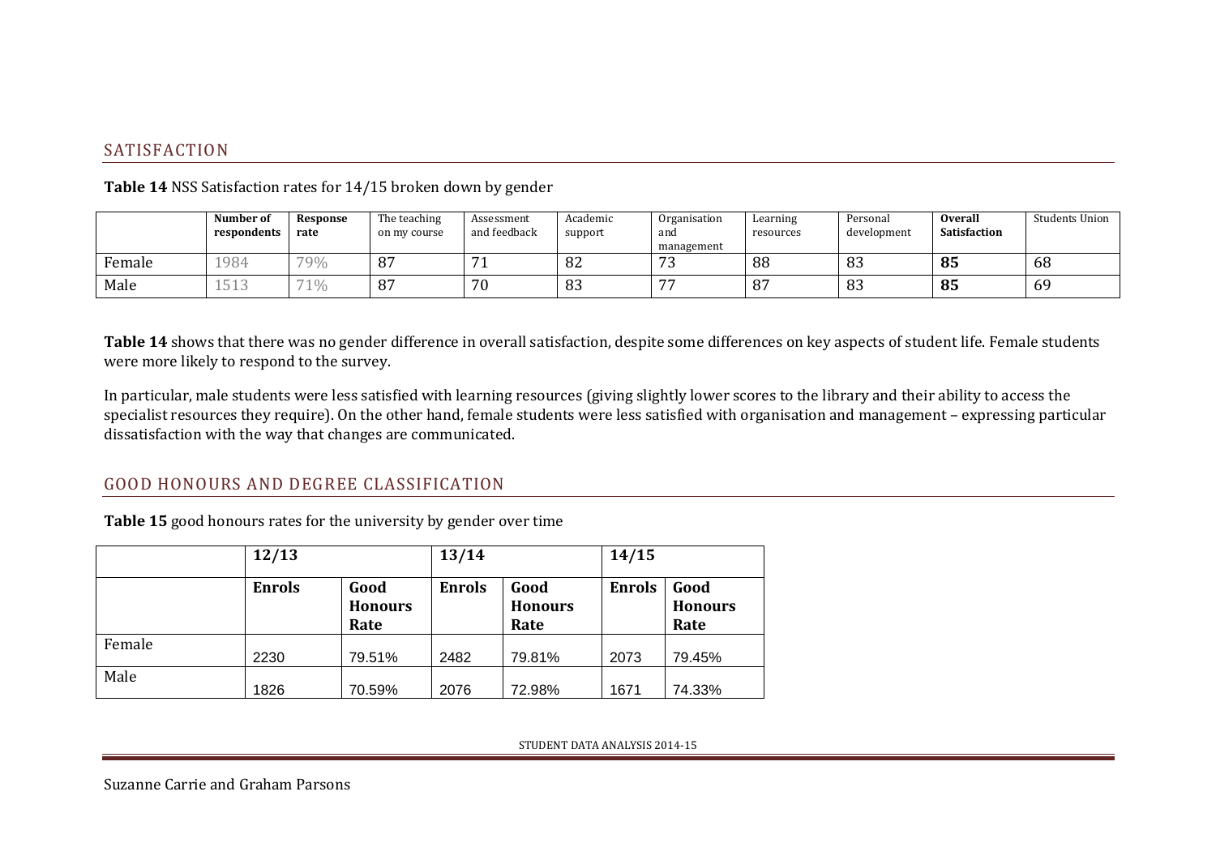## SATISFACTION

**Table 14** NSS Satisfaction rates for 14/15 broken down by gender

| | **Number of respondents** | **Response rate** | The teaching on my course | Assessment and feedback | Academic support | Organisation and management | Learning resources | Personal development | **Overall Satisfaction** | Students Union |
|---|---|---|---|---|---|---|---|---|---|---|
| Female | 1984 | 79% | 87 | 71 | 82 | 73 | 88 | 83 | **85** | 68 |
| Male | 1513 | 71% | 87 | 70 | 83 | 77 | 87 | 83 | **85** | 69 |

**Table 14** shows that there was no gender difference in overall satisfaction, despite some differences on key aspects of student life. Female students were more likely to respond to the survey.

In particular, male students were less satisfied with learning resources (giving slightly lower scores to the library and their ability to access the specialist resources they require). On the other hand, female students were less satisfied with organisation and management – expressing particular dissatisfaction with the way that changes are communicated.

## GOOD HONOURS AND DEGREE CLASSIFICATION

**Table 15** good honours rates for the university by gender over time

| | **12/13** | | **13/14** | | **14/15** | |
|---|---|---|---|---|---|---|
| | **Enrols** | **Good Honours Rate** | **Enrols** | **Good Honours Rate** | **Enrols** | **Good Honours Rate** |
| Female | 2230 | 79.51% | 2482 | 79.81% | 2073 | 79.45% |
| Male | 1826 | 70.59% | 2076 | 72.98% | 1671 | 74.33% |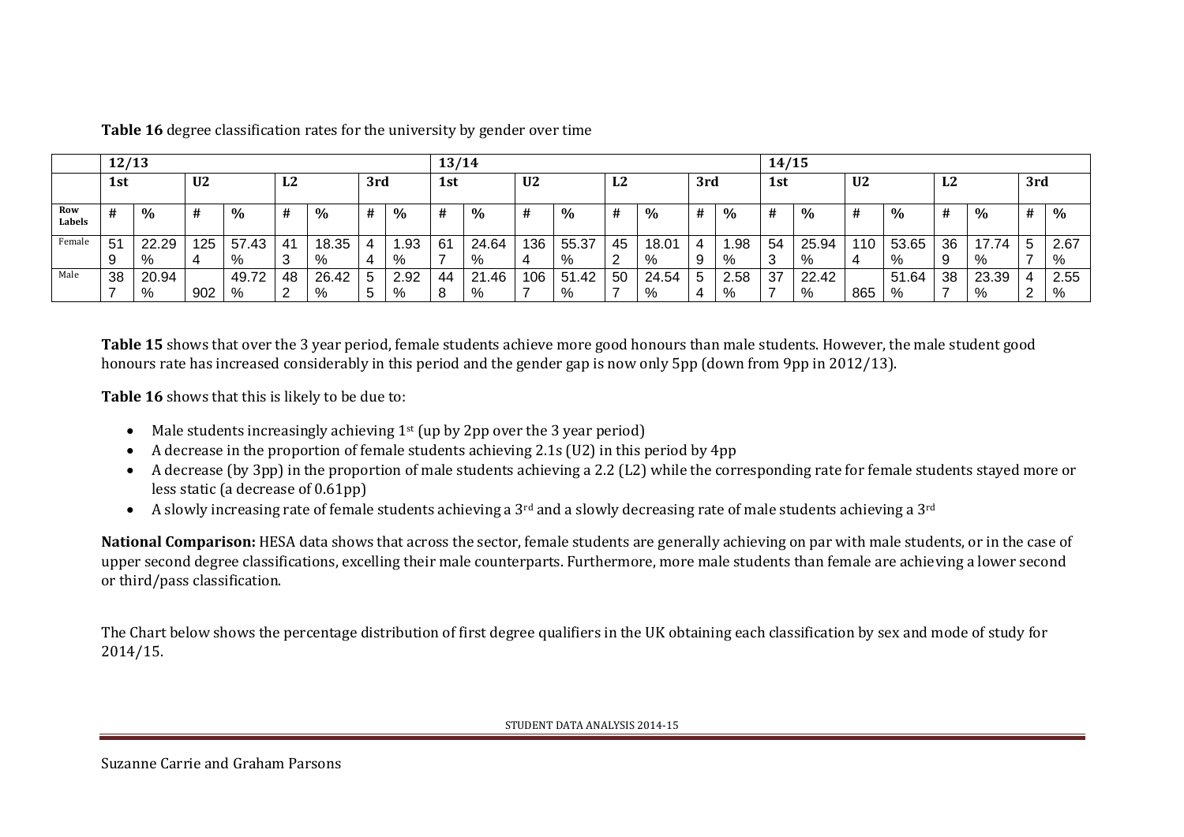**Table 16** degree classification rates for the university by gender over time

| | 12/13 | | | | | | | | 13/14 | | | | | | | | 14/15 | | | | | | | |
|---|---|---|---|---|---|---|---|---|---|---|---|---|---|---|---|---|---|---|---|---|---|---|---|---|
| | 1st | | U2 | | L2 | | 3rd | | 1st | | U2 | | L2 | | 3rd | | 1st | | U2 | | L2 | | 3rd | |
| Row Labels | # | % | # | % | # | % | # | % | # | % | # | % | # | % | # | % | # | % | # | % | # | % | # | % |
| Female | 519 | 22.29% | 1254 | 57.43% | 413 | 18.35% | 44 | 1.93% | 617 | 24.64% | 1364 | 55.37% | 452 | 18.01% | 49 | 1.98% | 543 | 25.94% | 1104 | 53.65% | 369 | 17.74% | 57 | 2.67% |
| Male | 387 | 20.94% | 902 | 49.72% | 482 | 26.42% | 55 | 2.92% | 448 | 21.46% | 1067 | 51.42% | 507 | 24.54% | 54 | 2.58% | 377 | 22.42% | 865 | 51.64% | 387 | 23.39% | 42 | 2.55% |

**Table 15** shows that over the 3 year period, female students achieve more good honours than male students. However, the male student good honours rate has increased considerably in this period and the gender gap is now only 5pp (down from 9pp in 2012/13).

**Table 16** shows that this is likely to be due to:

- Male students increasingly achieving 1st (up by 2pp over the 3 year period)
- A decrease in the proportion of female students achieving 2.1s (U2) in this period by 4pp
- A decrease (by 3pp) in the proportion of male students achieving a 2.2 (L2) while the corresponding rate for female students stayed more or less static (a decrease of 0.61pp)
- A slowly increasing rate of female students achieving a 3rd and a slowly decreasing rate of male students achieving a 3rd

**National Comparison:** HESA data shows that across the sector, female students are generally achieving on par with male students, or in the case of upper second degree classifications, excelling their male counterparts. Furthermore, more male students than female are achieving a lower second or third/pass classification.

The Chart below shows the percentage distribution of first degree qualifiers in the UK obtaining each classification by sex and mode of study for 2014/15.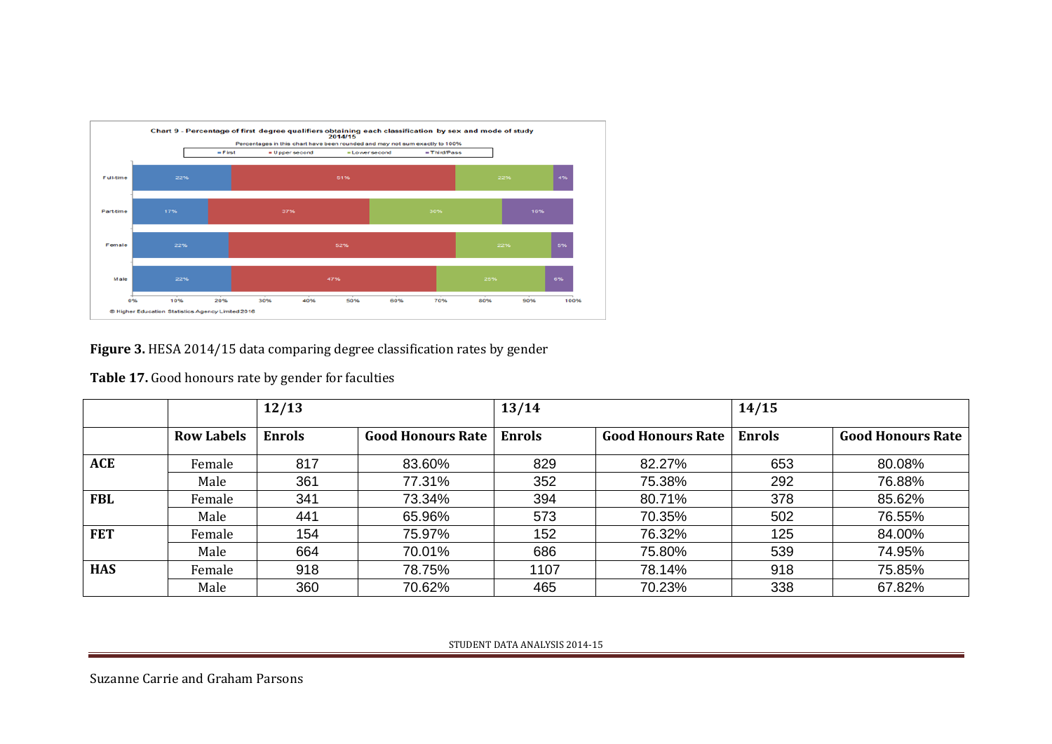**Figure 3.** HESA 2014/15 data comparing degree classification rates by gender

**Table 17.** Good honours rate by gender for faculties

| | | 12/13 | | 13/14 | | 14/15 | |
|---|---|---|---|---|---|---|---|
| | **Row Labels** | **Enrols** | **Good Honours Rate** | **Enrols** | **Good Honours Rate** | **Enrols** | **Good Honours Rate** |
| **ACE** | Female | 817 | 83.60% | 829 | 82.27% | 653 | 80.08% |
| | Male | 361 | 77.31% | 352 | 75.38% | 292 | 76.88% |
| **FBL** | Female | 341 | 73.34% | 394 | 80.71% | 378 | 85.62% |
| | Male | 441 | 65.96% | 573 | 70.35% | 502 | 76.55% |
| **FET** | Female | 154 | 75.97% | 152 | 76.32% | 125 | 84.00% |
| | Male | 664 | 70.01% | 686 | 75.80% | 539 | 74.95% |
| **HAS** | Female | 918 | 78.75% | 1107 | 78.14% | 918 | 75.85% |
| | Male | 360 | 70.62% | 465 | 70.23% | 338 | 67.82% |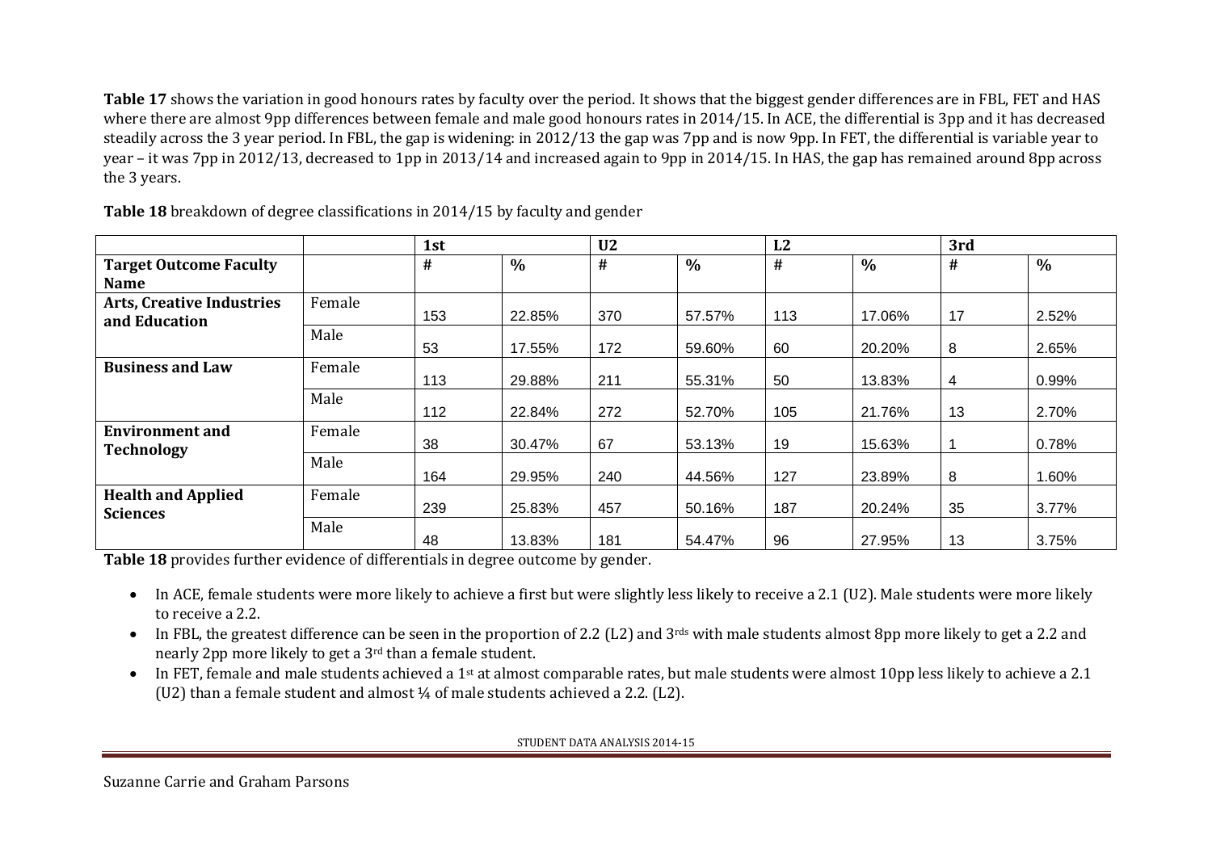**Table 17** shows the variation in good honours rates by faculty over the period. It shows that the biggest gender differences are in FBL, FET and HAS where there are almost 9pp differences between female and male good honours rates in 2014/15. In ACE, the differential is 3pp and it has decreased steadily across the 3 year period. In FBL, the gap is widening: in 2012/13 the gap was 7pp and is now 9pp. In FET, the differential is variable year to year – it was 7pp in 2012/13, decreased to 1pp in 2013/14 and increased again to 9pp in 2014/15. In HAS, the gap has remained around 8pp across the 3 years.

**Table 18** breakdown of degree classifications in 2014/15 by faculty and gender

| | | 1st | | U2 | | L2 | | 3rd | |
|---|---|---|---|---|---|---|---|---|---|
| **Target Outcome Faculty Name** | | **#** | **%** | **#** | **%** | **#** | **%** | **#** | **%** |
| **Arts, Creative Industries and Education** | Female | 153 | 22.85% | 370 | 57.57% | 113 | 17.06% | 17 | 2.52% |
| | Male | 53 | 17.55% | 172 | 59.60% | 60 | 20.20% | 8 | 2.65% |
| **Business and Law** | Female | 113 | 29.88% | 211 | 55.31% | 50 | 13.83% | 4 | 0.99% |
| | Male | 112 | 22.84% | 272 | 52.70% | 105 | 21.76% | 13 | 2.70% |
| **Environment and Technology** | Female | 38 | 30.47% | 67 | 53.13% | 19 | 15.63% | 1 | 0.78% |
| | Male | 164 | 29.95% | 240 | 44.56% | 127 | 23.89% | 8 | 1.60% |
| **Health and Applied Sciences** | Female | 239 | 25.83% | 457 | 50.16% | 187 | 20.24% | 35 | 3.77% |
| | Male | 48 | 13.83% | 181 | 54.47% | 96 | 27.95% | 13 | 3.75% |

**Table 18** provides further evidence of differentials in degree outcome by gender.

- In ACE, female students were more likely to achieve a first but were slightly less likely to receive a 2.1 (U2). Male students were more likely to receive a 2.2.
- In FBL, the greatest difference can be seen in the proportion of 2.2 (L2) and 3rds with male students almost 8pp more likely to get a 2.2 and nearly 2pp more likely to get a 3rd than a female student.
- In FET, female and male students achieved a 1st at almost comparable rates, but male students were almost 10pp less likely to achieve a 2.1 (U2) than a female student and almost ¼ of male students achieved a 2.2. (L2).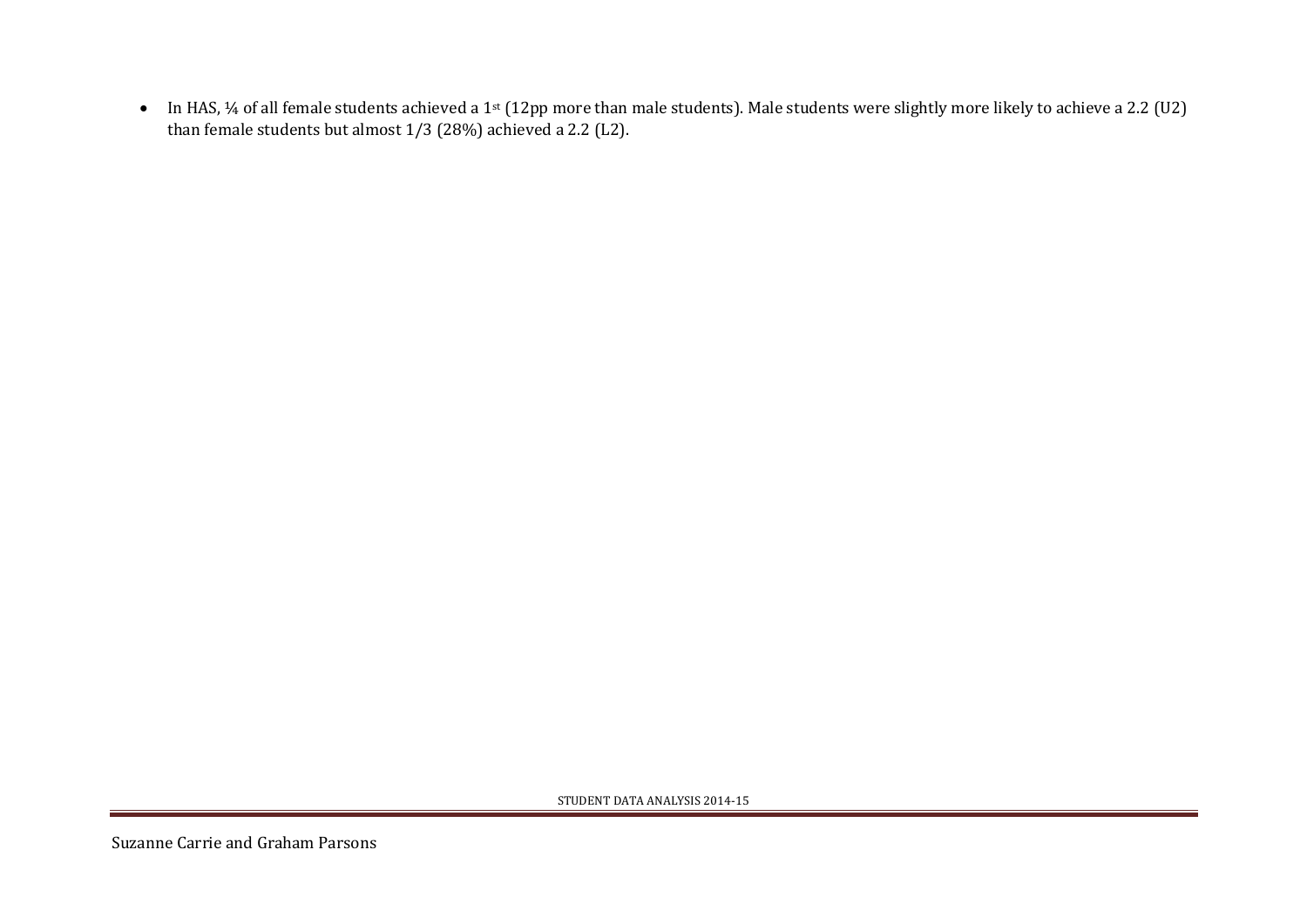- In HAS, ¼ of all female students achieved a 1st (12pp more than male students). Male students were slightly more likely to achieve a 2.2 (U2) than female students but almost 1/3 (28%) achieved a 2.2 (L2).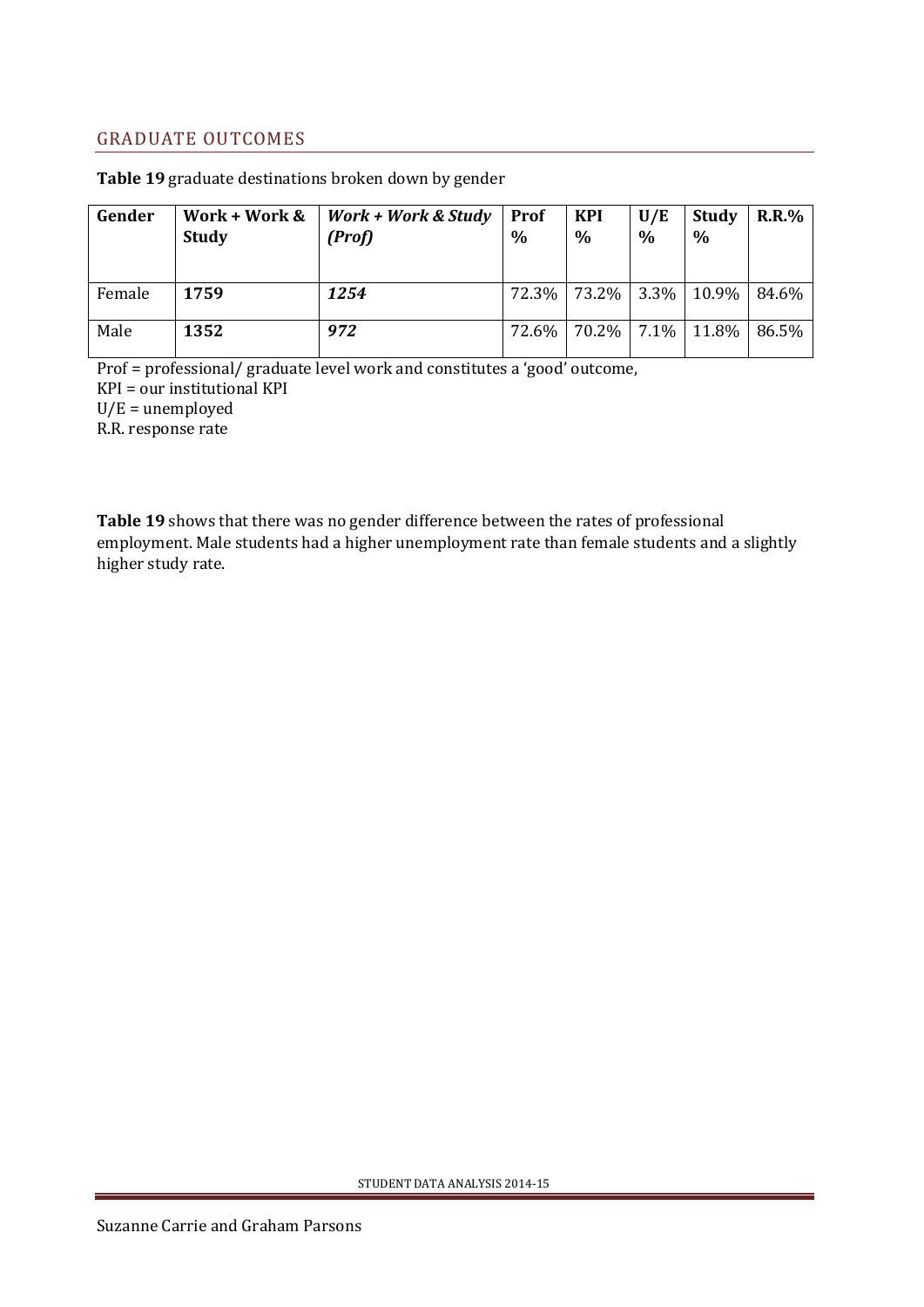## GRADUATE OUTCOMES

**Table 19** graduate destinations broken down by gender

| Gender | Work + Work & Study | *Work + Work & Study (Prof)* | Prof % | KPI % | U/E % | Study % | R.R.% |
|---|---|---|---|---|---|---|---|
| Female | **1759** | ***1254*** | 72.3% | 73.2% | 3.3% | 10.9% | 84.6% |
| Male | **1352** | ***972*** | 72.6% | 70.2% | 7.1% | 11.8% | 86.5% |

Prof = professional/ graduate level work and constitutes a 'good' outcome,
KPI = our institutional KPI
U/E = unemployed
R.R. response rate

**Table 19** shows that there was no gender difference between the rates of professional employment. Male students had a higher unemployment rate than female students and a slightly higher study rate.